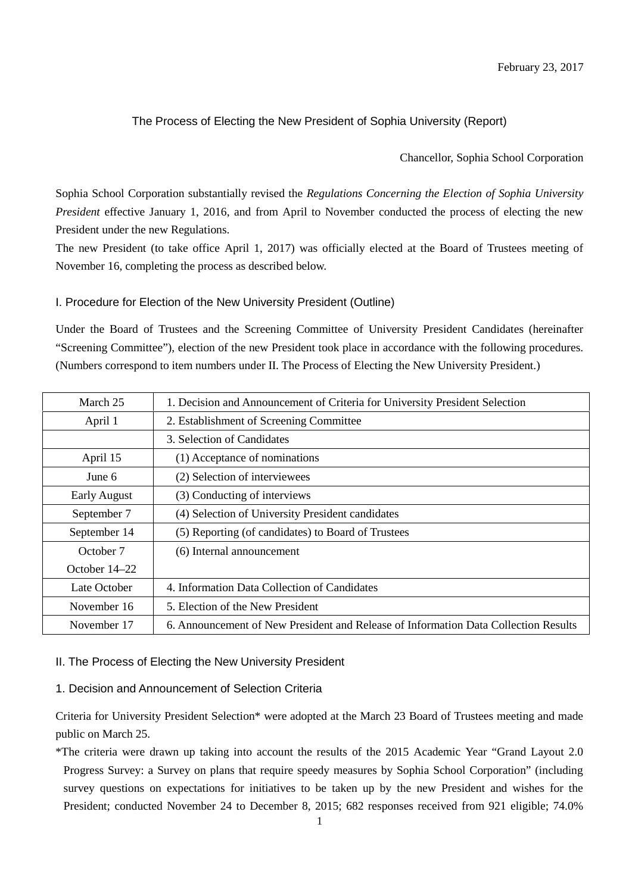February 23, 2017

# The Process of Electing the New President of Sophia University (Report)

Chancellor, Sophia School Corporation

Sophia School Corporation substantially revised the *Regulations Concerning the Election of Sophia University President* effective January 1, 2016, and from April to November conducted the process of electing the new President under the new Regulations.

The new President (to take office April 1, 2017) was officially elected at the Board of Trustees meeting of November 16, completing the process as described below.

## I. Procedure for Election of the New University President (Outline)

Under the Board of Trustees and the Screening Committee of University President Candidates (hereinafter "Screening Committee"), election of the new President took place in accordance with the following procedures. (Numbers correspond to item numbers under II. The Process of Electing the New University President.)

| | |
|---|---|
| March 25 | 1. Decision and Announcement of Criteria for University President Selection |
| April 1 | 2. Establishment of Screening Committee |
| | 3. Selection of Candidates |
| April 15 | (1) Acceptance of nominations |
| June 6 | (2) Selection of interviewees |
| Early August | (3) Conducting of interviews |
| September 7 | (4) Selection of University President candidates |
| September 14 | (5) Reporting (of candidates) to Board of Trustees |
| October 7<br>October 14–22 | (6) Internal announcement |
| Late October | 4. Information Data Collection of Candidates |
| November 16 | 5. Election of the New President |
| November 17 | 6. Announcement of New President and Release of Information Data Collection Results |

## II. The Process of Electing the New University President

### 1. Decision and Announcement of Selection Criteria

Criteria for University President Selection* were adopted at the March 23 Board of Trustees meeting and made public on March 25.

*The criteria were drawn up taking into account the results of the 2015 Academic Year "Grand Layout 2.0 Progress Survey: a Survey on plans that require speedy measures by Sophia School Corporation" (including survey questions on expectations for initiatives to be taken up by the new President and wishes for the President; conducted November 24 to December 8, 2015; 682 responses received from 921 eligible; 74.0%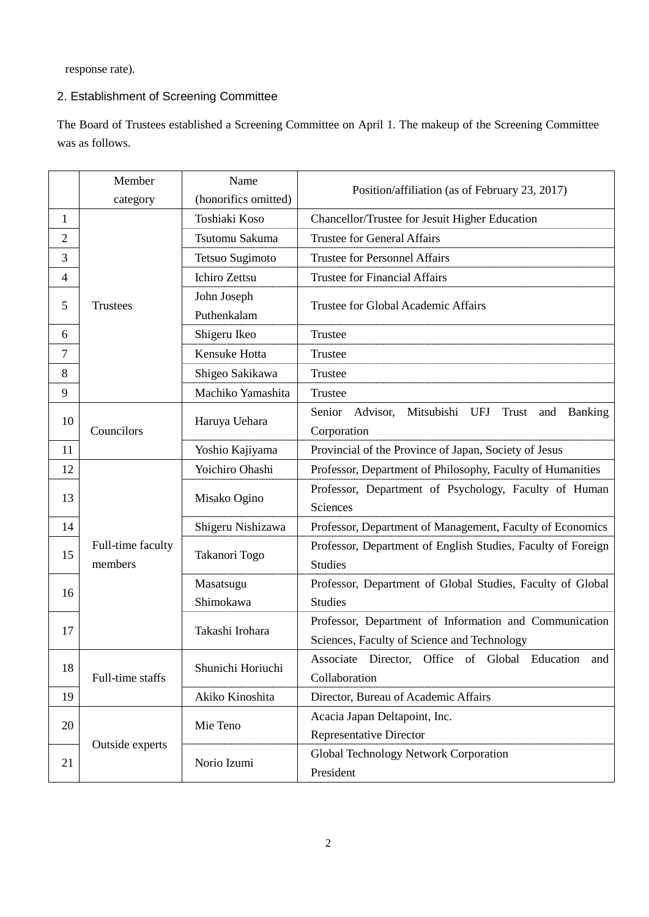response rate).

## 2. Establishment of Screening Committee

The Board of Trustees established a Screening Committee on April 1. The makeup of the Screening Committee was as follows.

| | Member category | Name (honorifics omitted) | Position/affiliation (as of February 23, 2017) |
|---|---|---|---|
| 1 | Trustees | Toshiaki Koso | Chancellor/Trustee for Jesuit Higher Education |
| 2 | | Tsutomu Sakuma | Trustee for General Affairs |
| 3 | | Tetsuo Sugimoto | Trustee for Personnel Affairs |
| 4 | | Ichiro Zettsu | Trustee for Financial Affairs |
| 5 | | John Joseph Puthenkalam | Trustee for Global Academic Affairs |
| 6 | | Shigeru Ikeo | Trustee |
| 7 | | Kensuke Hotta | Trustee |
| 8 | | Shigeo Sakikawa | Trustee |
| 9 | | Machiko Yamashita | Trustee |
| 10 | Councilors | Haruya Uehara | Senior Advisor, Mitsubishi UFJ Trust and Banking Corporation |
| 11 | | Yoshio Kajiyama | Provincial of the Province of Japan, Society of Jesus |
| 12 | Full-time faculty members | Yoichiro Ohashi | Professor, Department of Philosophy, Faculty of Humanities |
| 13 | | Misako Ogino | Professor, Department of Psychology, Faculty of Human Sciences |
| 14 | | Shigeru Nishizawa | Professor, Department of Management, Faculty of Economics |
| 15 | | Takanori Togo | Professor, Department of English Studies, Faculty of Foreign Studies |
| 16 | | Masatsugu Shimokawa | Professor, Department of Global Studies, Faculty of Global Studies |
| 17 | | Takashi Irohara | Professor, Department of Information and Communication Sciences, Faculty of Science and Technology |
| 18 | Full-time staffs | Shunichi Horiuchi | Associate Director, Office of Global Education and Collaboration |
| 19 | | Akiko Kinoshita | Director, Bureau of Academic Affairs |
| 20 | Outside experts | Mie Teno | Acacia Japan Deltapoint, Inc. Representative Director |
| 21 | | Norio Izumi | Global Technology Network Corporation President |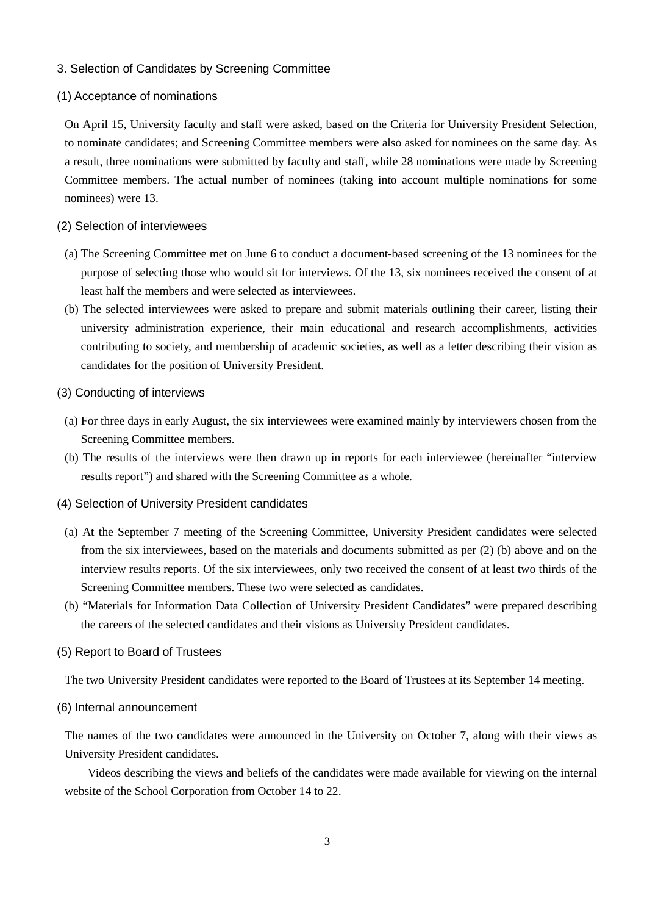## 3. Selection of Candidates by Screening Committee

### (1) Acceptance of nominations

On April 15, University faculty and staff were asked, based on the Criteria for University President Selection, to nominate candidates; and Screening Committee members were also asked for nominees on the same day. As a result, three nominations were submitted by faculty and staff, while 28 nominations were made by Screening Committee members. The actual number of nominees (taking into account multiple nominations for some nominees) were 13.

### (2) Selection of interviewees

(a) The Screening Committee met on June 6 to conduct a document-based screening of the 13 nominees for the purpose of selecting those who would sit for interviews. Of the 13, six nominees received the consent of at least half the members and were selected as interviewees.

(b) The selected interviewees were asked to prepare and submit materials outlining their career, listing their university administration experience, their main educational and research accomplishments, activities contributing to society, and membership of academic societies, as well as a letter describing their vision as candidates for the position of University President.

### (3) Conducting of interviews

(a) For three days in early August, the six interviewees were examined mainly by interviewers chosen from the Screening Committee members.

(b) The results of the interviews were then drawn up in reports for each interviewee (hereinafter "interview results report") and shared with the Screening Committee as a whole.

### (4) Selection of University President candidates

(a) At the September 7 meeting of the Screening Committee, University President candidates were selected from the six interviewees, based on the materials and documents submitted as per (2) (b) above and on the interview results reports. Of the six interviewees, only two received the consent of at least two thirds of the Screening Committee members. These two were selected as candidates.

(b) "Materials for Information Data Collection of University President Candidates" were prepared describing the careers of the selected candidates and their visions as University President candidates.

### (5) Report to Board of Trustees

The two University President candidates were reported to the Board of Trustees at its September 14 meeting.

### (6) Internal announcement

The names of the two candidates were announced in the University on October 7, along with their views as University President candidates.

Videos describing the views and beliefs of the candidates were made available for viewing on the internal website of the School Corporation from October 14 to 22.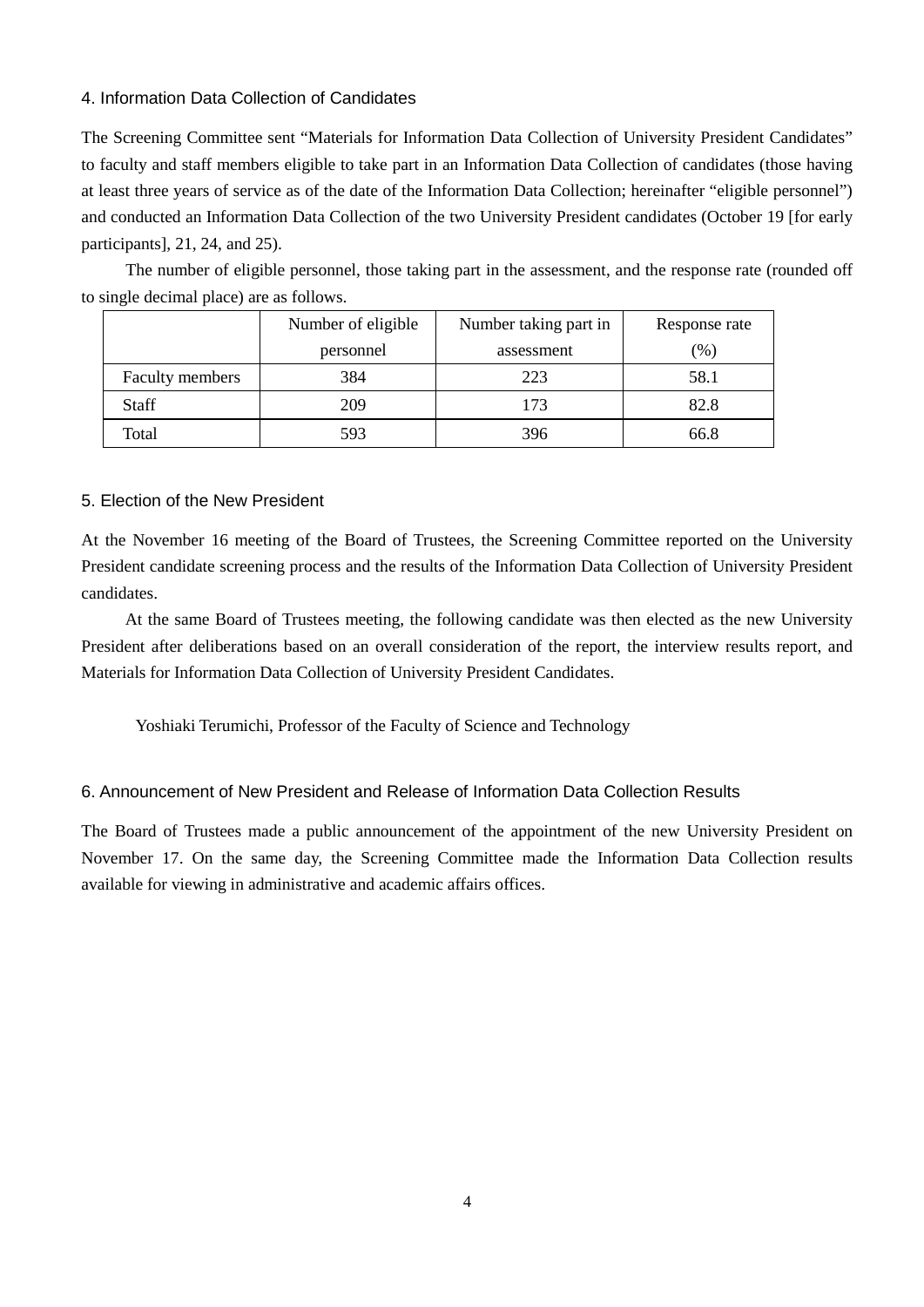## 4. Information Data Collection of Candidates

The Screening Committee sent "Materials for Information Data Collection of University President Candidates" to faculty and staff members eligible to take part in an Information Data Collection of candidates (those having at least three years of service as of the date of the Information Data Collection; hereinafter "eligible personnel") and conducted an Information Data Collection of the two University President candidates (October 19 [for early participants], 21, 24, and 25).

The number of eligible personnel, those taking part in the assessment, and the response rate (rounded off to single decimal place) are as follows.

| | Number of eligible personnel | Number taking part in assessment | Response rate (%) |
|---|---|---|---|
| Faculty members | 384 | 223 | 58.1 |
| Staff | 209 | 173 | 82.8 |
| Total | 593 | 396 | 66.8 |

## 5. Election of the New President

At the November 16 meeting of the Board of Trustees, the Screening Committee reported on the University President candidate screening process and the results of the Information Data Collection of University President candidates.

At the same Board of Trustees meeting, the following candidate was then elected as the new University President after deliberations based on an overall consideration of the report, the interview results report, and Materials for Information Data Collection of University President Candidates.

Yoshiaki Terumichi, Professor of the Faculty of Science and Technology

## 6. Announcement of New President and Release of Information Data Collection Results

The Board of Trustees made a public announcement of the appointment of the new University President on November 17. On the same day, the Screening Committee made the Information Data Collection results available for viewing in administrative and academic affairs offices.